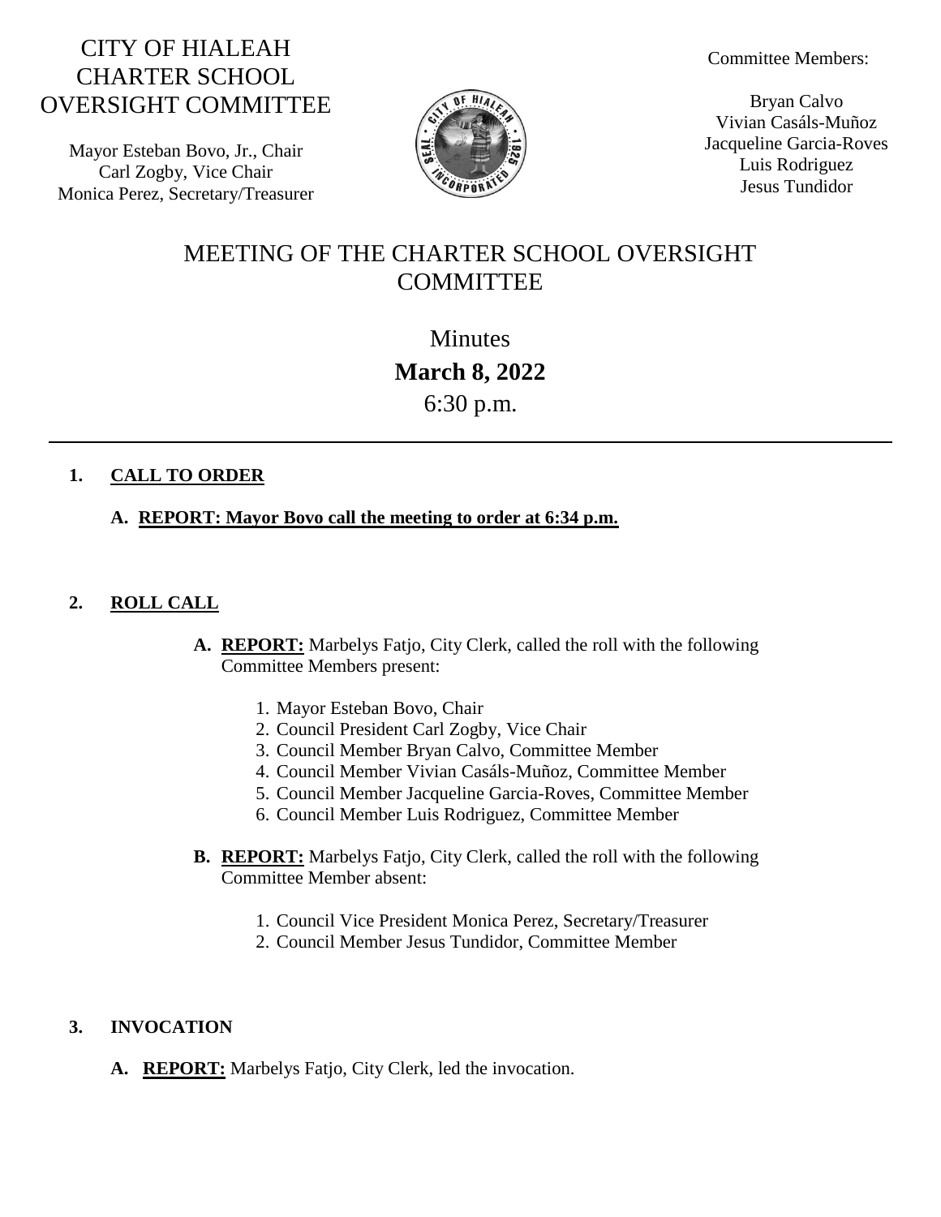# CITY OF HIALEAH CHARTER SCHOOL OVERSIGHT COMMITTEE

Mayor Esteban Bovo, Jr., Chair
Carl Zogby, Vice Chair
Monica Perez, Secretary/Treasurer

Committee Members:

Bryan Calvo
Vivian Casáls-Muñoz
Jacqueline Garcia-Roves
Luis Rodriguez
Jesus Tundidor

## MEETING OF THE CHARTER SCHOOL OVERSIGHT COMMITTEE

Minutes
**March 8, 2022**
6:30 p.m.

---

**1. CALL TO ORDER**

**A. REPORT: Mayor Bovo call the meeting to order at 6:34 p.m.**

**2. ROLL CALL**

**A. REPORT:** Marbelys Fatjo, City Clerk, called the roll with the following Committee Members present:

1. Mayor Esteban Bovo, Chair
2. Council President Carl Zogby, Vice Chair
3. Council Member Bryan Calvo, Committee Member
4. Council Member Vivian Casáls-Muñoz, Committee Member
5. Council Member Jacqueline Garcia-Roves, Committee Member
6. Council Member Luis Rodriguez, Committee Member

**B. REPORT:** Marbelys Fatjo, City Clerk, called the roll with the following Committee Member absent:

1. Council Vice President Monica Perez, Secretary/Treasurer
2. Council Member Jesus Tundidor, Committee Member

**3. INVOCATION**

**A. REPORT:** Marbelys Fatjo, City Clerk, led the invocation.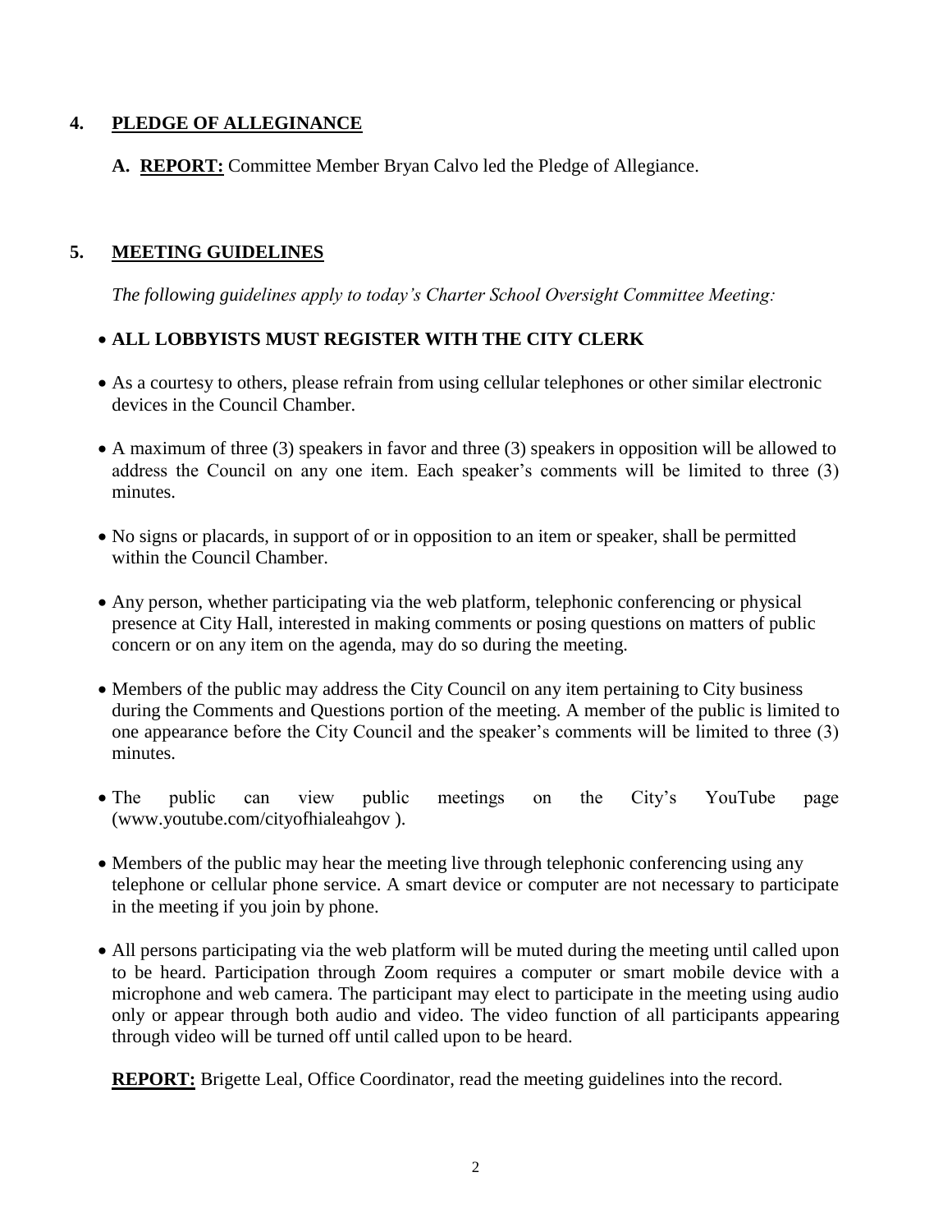## 4. PLEDGE OF ALLEGINANCE

**A. REPORT:** Committee Member Bryan Calvo led the Pledge of Allegiance.

## 5. MEETING GUIDELINES

*The following guidelines apply to today's Charter School Oversight Committee Meeting:*

- **ALL LOBBYISTS MUST REGISTER WITH THE CITY CLERK**
- As a courtesy to others, please refrain from using cellular telephones or other similar electronic devices in the Council Chamber.
- A maximum of three (3) speakers in favor and three (3) speakers in opposition will be allowed to address the Council on any one item. Each speaker's comments will be limited to three (3) minutes.
- No signs or placards, in support of or in opposition to an item or speaker, shall be permitted within the Council Chamber.
- Any person, whether participating via the web platform, telephonic conferencing or physical presence at City Hall, interested in making comments or posing questions on matters of public concern or on any item on the agenda, may do so during the meeting.
- Members of the public may address the City Council on any item pertaining to City business during the Comments and Questions portion of the meeting. A member of the public is limited to one appearance before the City Council and the speaker's comments will be limited to three (3) minutes.
- The public can view public meetings on the City's YouTube page (www.youtube.com/cityofhialeahgov ).
- Members of the public may hear the meeting live through telephonic conferencing using any telephone or cellular phone service. A smart device or computer are not necessary to participate in the meeting if you join by phone.
- All persons participating via the web platform will be muted during the meeting until called upon to be heard. Participation through Zoom requires a computer or smart mobile device with a microphone and web camera. The participant may elect to participate in the meeting using audio only or appear through both audio and video. The video function of all participants appearing through video will be turned off until called upon to be heard.

**REPORT:** Brigette Leal, Office Coordinator, read the meeting guidelines into the record.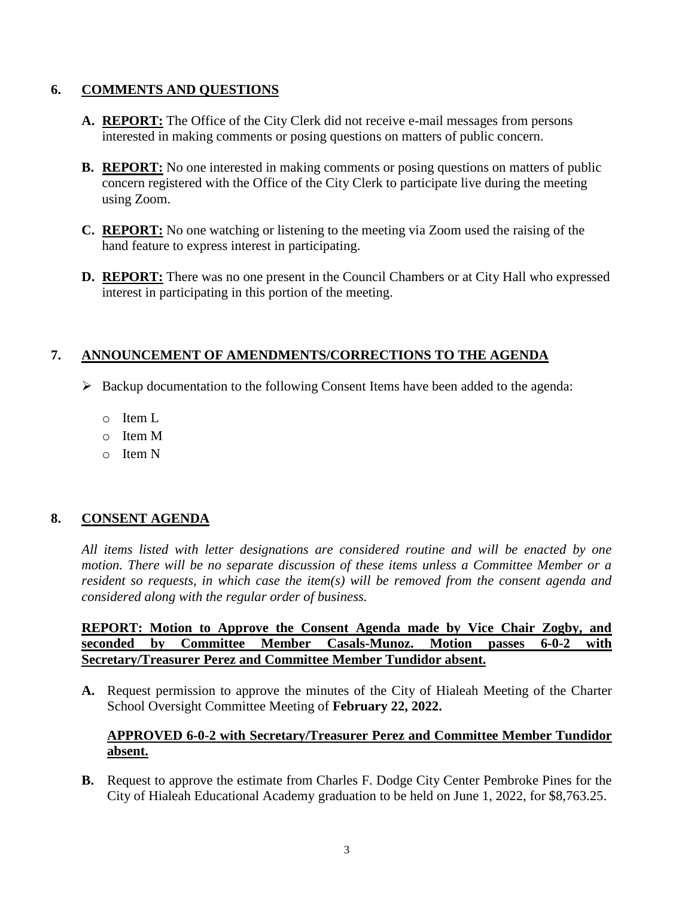## 6. COMMENTS AND QUESTIONS

**A. REPORT:** The Office of the City Clerk did not receive e-mail messages from persons interested in making comments or posing questions on matters of public concern.

**B. REPORT:** No one interested in making comments or posing questions on matters of public concern registered with the Office of the City Clerk to participate live during the meeting using Zoom.

**C. REPORT:** No one watching or listening to the meeting via Zoom used the raising of the hand feature to express interest in participating.

**D. REPORT:** There was no one present in the Council Chambers or at City Hall who expressed interest in participating in this portion of the meeting.

## 7. ANNOUNCEMENT OF AMENDMENTS/CORRECTIONS TO THE AGENDA

- Backup documentation to the following Consent Items have been added to the agenda:
  - Item L
  - Item M
  - Item N

## 8. CONSENT AGENDA

*All items listed with letter designations are considered routine and will be enacted by one motion. There will be no separate discussion of these items unless a Committee Member or a resident so requests, in which case the item(s) will be removed from the consent agenda and considered along with the regular order of business.*

**REPORT: Motion to Approve the Consent Agenda made by Vice Chair Zogby, and seconded by Committee Member Casals-Munoz. Motion passes 6-0-2 with Secretary/Treasurer Perez and Committee Member Tundidor absent.**

**A.** Request permission to approve the minutes of the City of Hialeah Meeting of the Charter School Oversight Committee Meeting of **February 22, 2022.**

**APPROVED 6-0-2 with Secretary/Treasurer Perez and Committee Member Tundidor absent.**

**B.** Request to approve the estimate from Charles F. Dodge City Center Pembroke Pines for the City of Hialeah Educational Academy graduation to be held on June 1, 2022, for $8,763.25.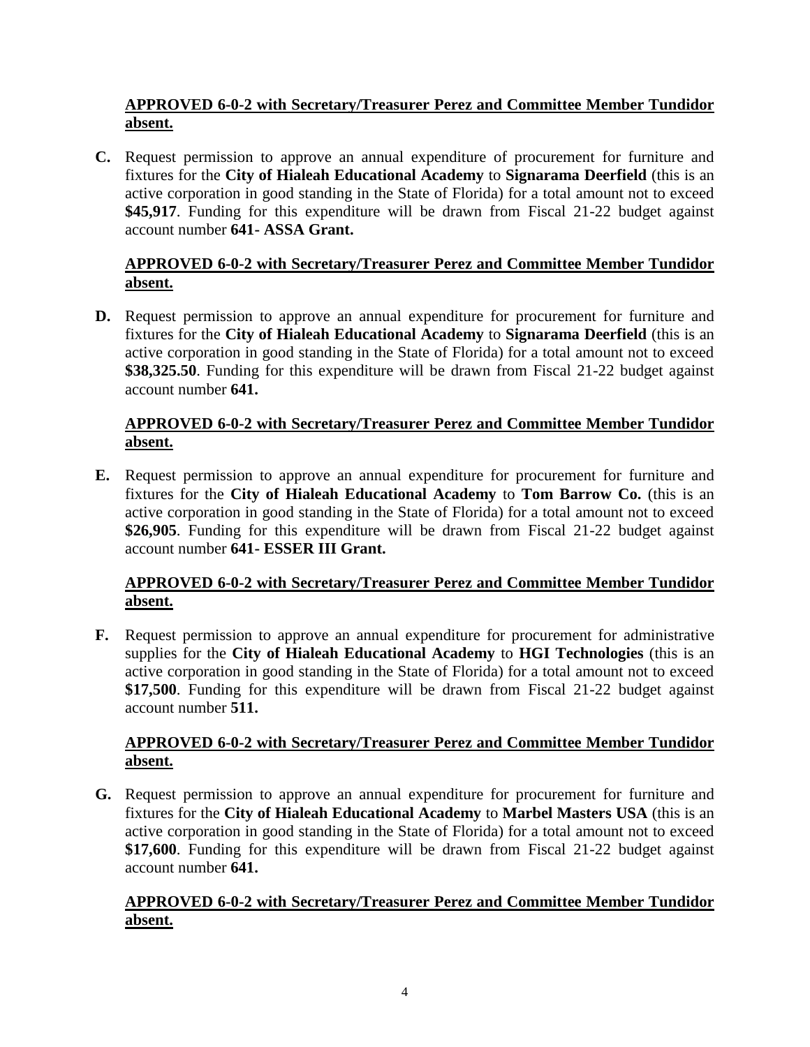<u>**APPROVED 6-0-2 with Secretary/Treasurer Perez and Committee Member Tundidor absent.**</u>

**C.** Request permission to approve an annual expenditure of procurement for furniture and fixtures for the **City of Hialeah Educational Academy** to **Signarama Deerfield** (this is an active corporation in good standing in the State of Florida) for a total amount not to exceed **$45,917**. Funding for this expenditure will be drawn from Fiscal 21-22 budget against account number **641- ASSA Grant.**

<u>**APPROVED 6-0-2 with Secretary/Treasurer Perez and Committee Member Tundidor absent.**</u>

**D.** Request permission to approve an annual expenditure for procurement for furniture and fixtures for the **City of Hialeah Educational Academy** to **Signarama Deerfield** (this is an active corporation in good standing in the State of Florida) for a total amount not to exceed **$38,325.50**. Funding for this expenditure will be drawn from Fiscal 21-22 budget against account number **641.**

<u>**APPROVED 6-0-2 with Secretary/Treasurer Perez and Committee Member Tundidor absent.**</u>

**E.** Request permission to approve an annual expenditure for procurement for furniture and fixtures for the **City of Hialeah Educational Academy** to **Tom Barrow Co.** (this is an active corporation in good standing in the State of Florida) for a total amount not to exceed **$26,905**. Funding for this expenditure will be drawn from Fiscal 21-22 budget against account number **641- ESSER III Grant.**

<u>**APPROVED 6-0-2 with Secretary/Treasurer Perez and Committee Member Tundidor absent.**</u>

**F.** Request permission to approve an annual expenditure for procurement for administrative supplies for the **City of Hialeah Educational Academy** to **HGI Technologies** (this is an active corporation in good standing in the State of Florida) for a total amount not to exceed **$17,500**. Funding for this expenditure will be drawn from Fiscal 21-22 budget against account number **511.**

<u>**APPROVED 6-0-2 with Secretary/Treasurer Perez and Committee Member Tundidor absent.**</u>

**G.** Request permission to approve an annual expenditure for procurement for furniture and fixtures for the **City of Hialeah Educational Academy** to **Marbel Masters USA** (this is an active corporation in good standing in the State of Florida) for a total amount not to exceed **$17,600**. Funding for this expenditure will be drawn from Fiscal 21-22 budget against account number **641.**

<u>**APPROVED 6-0-2 with Secretary/Treasurer Perez and Committee Member Tundidor absent.**</u>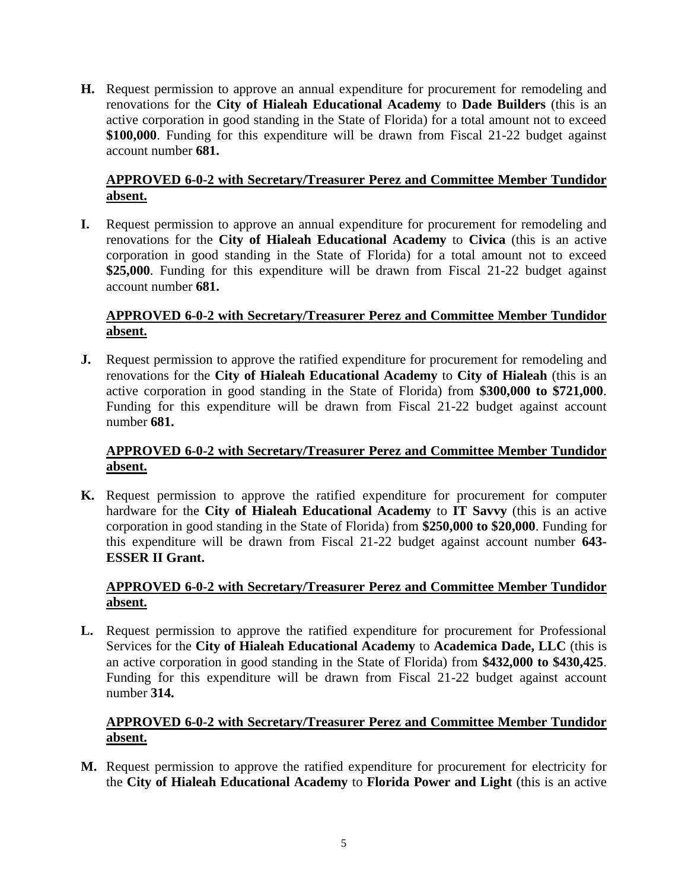**H.** Request permission to approve an annual expenditure for procurement for remodeling and renovations for the **City of Hialeah Educational Academy** to **Dade Builders** (this is an active corporation in good standing in the State of Florida) for a total amount not to exceed **$100,000**. Funding for this expenditure will be drawn from Fiscal 21-22 budget against account number **681.**

<u>**APPROVED 6-0-2 with Secretary/Treasurer Perez and Committee Member Tundidor absent.**</u>

**I.** Request permission to approve an annual expenditure for procurement for remodeling and renovations for the **City of Hialeah Educational Academy** to **Civica** (this is an active corporation in good standing in the State of Florida) for a total amount not to exceed **$25,000**. Funding for this expenditure will be drawn from Fiscal 21-22 budget against account number **681.**

<u>**APPROVED 6-0-2 with Secretary/Treasurer Perez and Committee Member Tundidor absent.**</u>

**J.** Request permission to approve the ratified expenditure for procurement for remodeling and renovations for the **City of Hialeah Educational Academy** to **City of Hialeah** (this is an active corporation in good standing in the State of Florida) from **$300,000 to $721,000**. Funding for this expenditure will be drawn from Fiscal 21-22 budget against account number **681.**

<u>**APPROVED 6-0-2 with Secretary/Treasurer Perez and Committee Member Tundidor absent.**</u>

**K.** Request permission to approve the ratified expenditure for procurement for computer hardware for the **City of Hialeah Educational Academy** to **IT Savvy** (this is an active corporation in good standing in the State of Florida) from **$250,000 to $20,000**. Funding for this expenditure will be drawn from Fiscal 21-22 budget against account number **643-ESSER II Grant.**

<u>**APPROVED 6-0-2 with Secretary/Treasurer Perez and Committee Member Tundidor absent.**</u>

**L.** Request permission to approve the ratified expenditure for procurement for Professional Services for the **City of Hialeah Educational Academy** to **Academica Dade, LLC** (this is an active corporation in good standing in the State of Florida) from **$432,000 to $430,425**. Funding for this expenditure will be drawn from Fiscal 21-22 budget against account number **314.**

<u>**APPROVED 6-0-2 with Secretary/Treasurer Perez and Committee Member Tundidor absent.**</u>

**M.** Request permission to approve the ratified expenditure for procurement for electricity for the **City of Hialeah Educational Academy** to **Florida Power and Light** (this is an active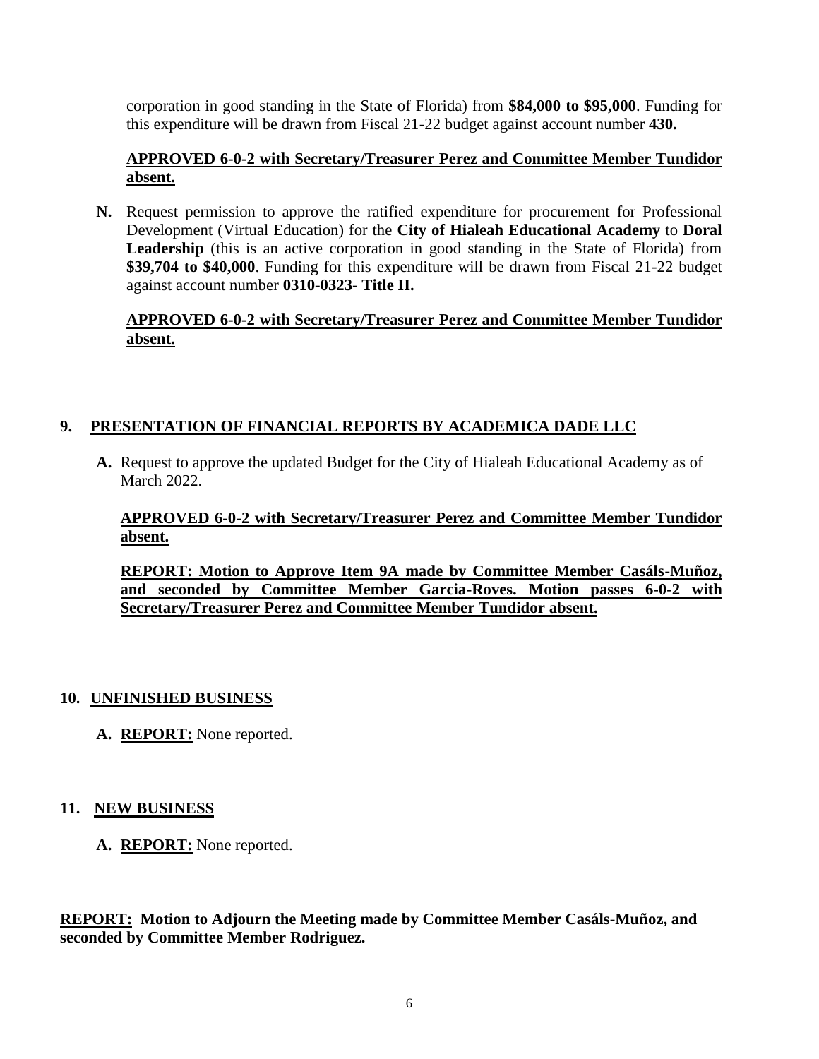corporation in good standing in the State of Florida) from **$84,000 to $95,000**. Funding for this expenditure will be drawn from Fiscal 21-22 budget against account number **430.**

<u>**APPROVED 6-0-2 with Secretary/Treasurer Perez and Committee Member Tundidor absent.**</u>

**N.** Request permission to approve the ratified expenditure for procurement for Professional Development (Virtual Education) for the **City of Hialeah Educational Academy** to **Doral Leadership** (this is an active corporation in good standing in the State of Florida) from **$39,704 to $40,000**. Funding for this expenditure will be drawn from Fiscal 21-22 budget against account number **0310-0323- Title II.**

<u>**APPROVED 6-0-2 with Secretary/Treasurer Perez and Committee Member Tundidor absent.**</u>

## 9. <u>PRESENTATION OF FINANCIAL REPORTS BY ACADEMICA DADE LLC</u>

**A.** Request to approve the updated Budget for the City of Hialeah Educational Academy as of March 2022.

<u>**APPROVED 6-0-2 with Secretary/Treasurer Perez and Committee Member Tundidor absent.**</u>

<u>**REPORT: Motion to Approve Item 9A made by Committee Member Casáls-Muñoz, and seconded by Committee Member Garcia-Roves. Motion passes 6-0-2 with Secretary/Treasurer Perez and Committee Member Tundidor absent.**</u>

## 10. <u>UNFINISHED BUSINESS</u>

**A.** <u>**REPORT:**</u> None reported.

## 11. <u>NEW BUSINESS</u>

**A.** <u>**REPORT:**</u> None reported.

<u>**REPORT:**</u> **Motion to Adjourn the Meeting made by Committee Member Casáls-Muñoz, and seconded by Committee Member Rodriguez.**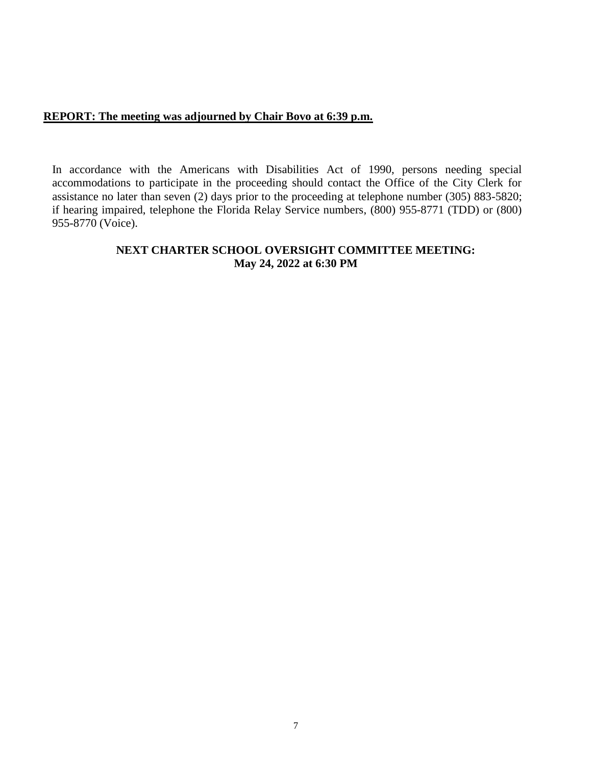**REPORT: The meeting was adjourned by Chair Bovo at 6:39 p.m.**

In accordance with the Americans with Disabilities Act of 1990, persons needing special accommodations to participate in the proceeding should contact the Office of the City Clerk for assistance no later than seven (2) days prior to the proceeding at telephone number (305) 883-5820; if hearing impaired, telephone the Florida Relay Service numbers, (800) 955-8771 (TDD) or (800) 955-8770 (Voice).

**NEXT CHARTER SCHOOL OVERSIGHT COMMITTEE MEETING:**
**May 24, 2022 at 6:30 PM**